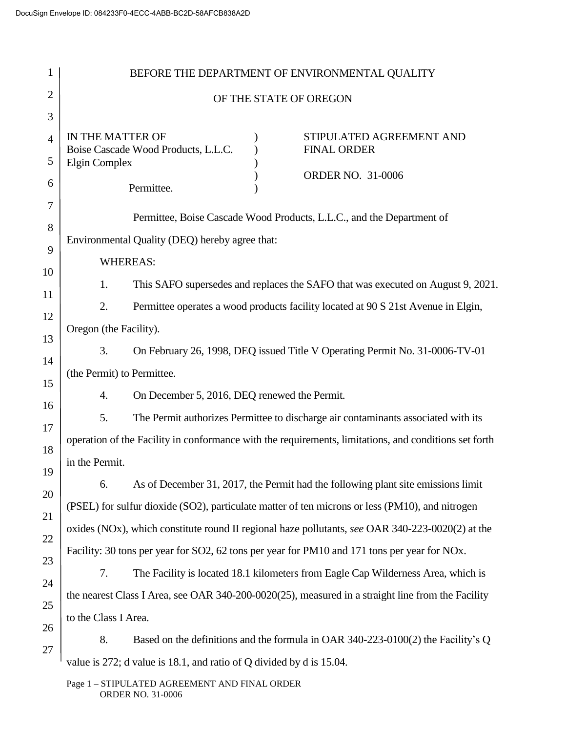BEFORE THE DEPARTMENT OF ENVIRONMENTAL QUALITY

OF THE STATE OF OREGON

| | | |
|---|---|---|
| IN THE MATTER OF<br>Boise Cascade Wood Products, L.L.C.<br>Elgin Complex<br><br>Permittee. | ) <br>) <br>) <br>) <br>) | STIPULATED AGREEMENT AND FINAL ORDER<br><br>ORDER NO. 31-0006 |

Permittee, Boise Cascade Wood Products, L.L.C., and the Department of Environmental Quality (DEQ) hereby agree that:

WHEREAS:

1. This SAFO supersedes and replaces the SAFO that was executed on August 9, 2021.

2. Permittee operates a wood products facility located at 90 S 21st Avenue in Elgin, Oregon (the Facility).

3. On February 26, 1998, DEQ issued Title V Operating Permit No. 31-0006-TV-01 (the Permit) to Permittee.

4. On December 5, 2016, DEQ renewed the Permit.

5. The Permit authorizes Permittee to discharge air contaminants associated with its operation of the Facility in conformance with the requirements, limitations, and conditions set forth in the Permit.

6. As of December 31, 2017, the Permit had the following plant site emissions limit (PSEL) for sulfur dioxide ($SO_2$), particulate matter of ten microns or less ($PM_{10}$), and nitrogen oxides ($NO_x$), which constitute round II regional haze pollutants, *see* OAR 340-223-0020(2) at the Facility: 30 tons per year for $SO_2$, 62 tons per year for $PM_{10}$ and 171 tons per year for $NO_x$.

7. The Facility is located 18.1 kilometers from Eagle Cap Wilderness Area, which is the nearest Class I Area, see OAR 340-200-0020(25), measured in a straight line from the Facility to the Class I Area.

8. Based on the definitions and the formula in OAR 340-223-0100(2) the Facility's Q value is 272; d value is 18.1, and ratio of Q divided by d is 15.04.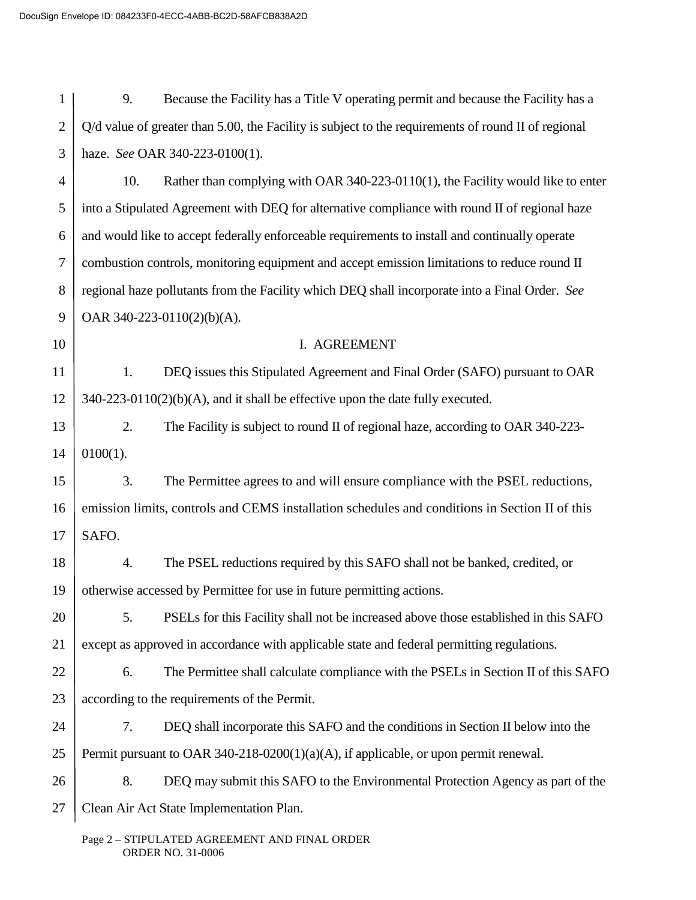9. Because the Facility has a Title V operating permit and because the Facility has a Q/d value of greater than 5.00, the Facility is subject to the requirements of round II of regional haze. *See* OAR 340-223-0100(1).

10. Rather than complying with OAR 340-223-0110(1), the Facility would like to enter into a Stipulated Agreement with DEQ for alternative compliance with round II of regional haze and would like to accept federally enforceable requirements to install and continually operate combustion controls, monitoring equipment and accept emission limitations to reduce round II regional haze pollutants from the Facility which DEQ shall incorporate into a Final Order. *See* OAR 340-223-0110(2)(b)(A).

## I. AGREEMENT

1. DEQ issues this Stipulated Agreement and Final Order (SAFO) pursuant to OAR 340-223-0110(2)(b)(A), and it shall be effective upon the date fully executed.

2. The Facility is subject to round II of regional haze, according to OAR 340-223-0100(1).

3. The Permittee agrees to and will ensure compliance with the PSEL reductions, emission limits, controls and CEMS installation schedules and conditions in Section II of this SAFO.

4. The PSEL reductions required by this SAFO shall not be banked, credited, or otherwise accessed by Permittee for use in future permitting actions.

5. PSELs for this Facility shall not be increased above those established in this SAFO except as approved in accordance with applicable state and federal permitting regulations.

6. The Permittee shall calculate compliance with the PSELs in Section II of this SAFO according to the requirements of the Permit.

7. DEQ shall incorporate this SAFO and the conditions in Section II below into the Permit pursuant to OAR 340-218-0200(1)(a)(A), if applicable, or upon permit renewal.

8. DEQ may submit this SAFO to the Environmental Protection Agency as part of the Clean Air Act State Implementation Plan.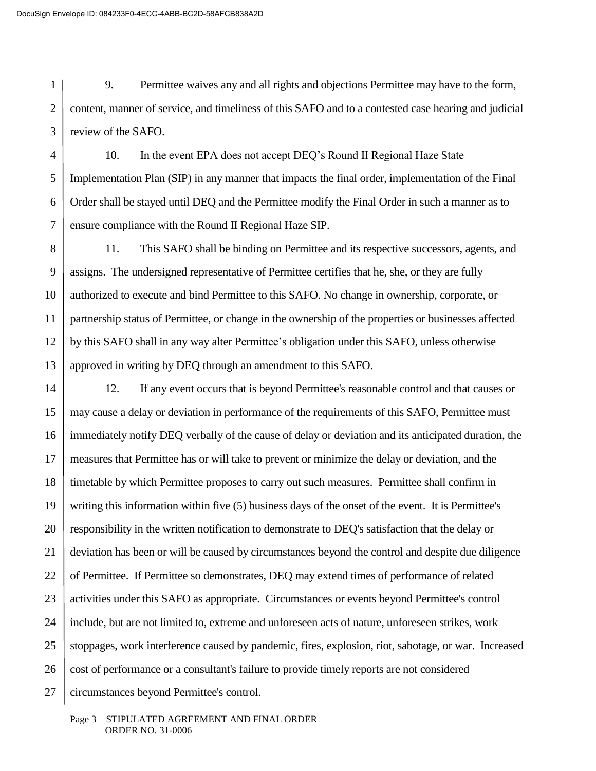9. Permittee waives any and all rights and objections Permittee may have to the form, content, manner of service, and timeliness of this SAFO and to a contested case hearing and judicial review of the SAFO.

10. In the event EPA does not accept DEQ's Round II Regional Haze State Implementation Plan (SIP) in any manner that impacts the final order, implementation of the Final Order shall be stayed until DEQ and the Permittee modify the Final Order in such a manner as to ensure compliance with the Round II Regional Haze SIP.

11. This SAFO shall be binding on Permittee and its respective successors, agents, and assigns. The undersigned representative of Permittee certifies that he, she, or they are fully authorized to execute and bind Permittee to this SAFO. No change in ownership, corporate, or partnership status of Permittee, or change in the ownership of the properties or businesses affected by this SAFO shall in any way alter Permittee's obligation under this SAFO, unless otherwise approved in writing by DEQ through an amendment to this SAFO.

12. If any event occurs that is beyond Permittee's reasonable control and that causes or may cause a delay or deviation in performance of the requirements of this SAFO, Permittee must immediately notify DEQ verbally of the cause of delay or deviation and its anticipated duration, the measures that Permittee has or will take to prevent or minimize the delay or deviation, and the timetable by which Permittee proposes to carry out such measures. Permittee shall confirm in writing this information within five (5) business days of the onset of the event. It is Permittee's responsibility in the written notification to demonstrate to DEQ's satisfaction that the delay or deviation has been or will be caused by circumstances beyond the control and despite due diligence of Permittee. If Permittee so demonstrates, DEQ may extend times of performance of related activities under this SAFO as appropriate. Circumstances or events beyond Permittee's control include, but are not limited to, extreme and unforeseen acts of nature, unforeseen strikes, work stoppages, work interference caused by pandemic, fires, explosion, riot, sabotage, or war. Increased cost of performance or a consultant's failure to provide timely reports are not considered circumstances beyond Permittee's control.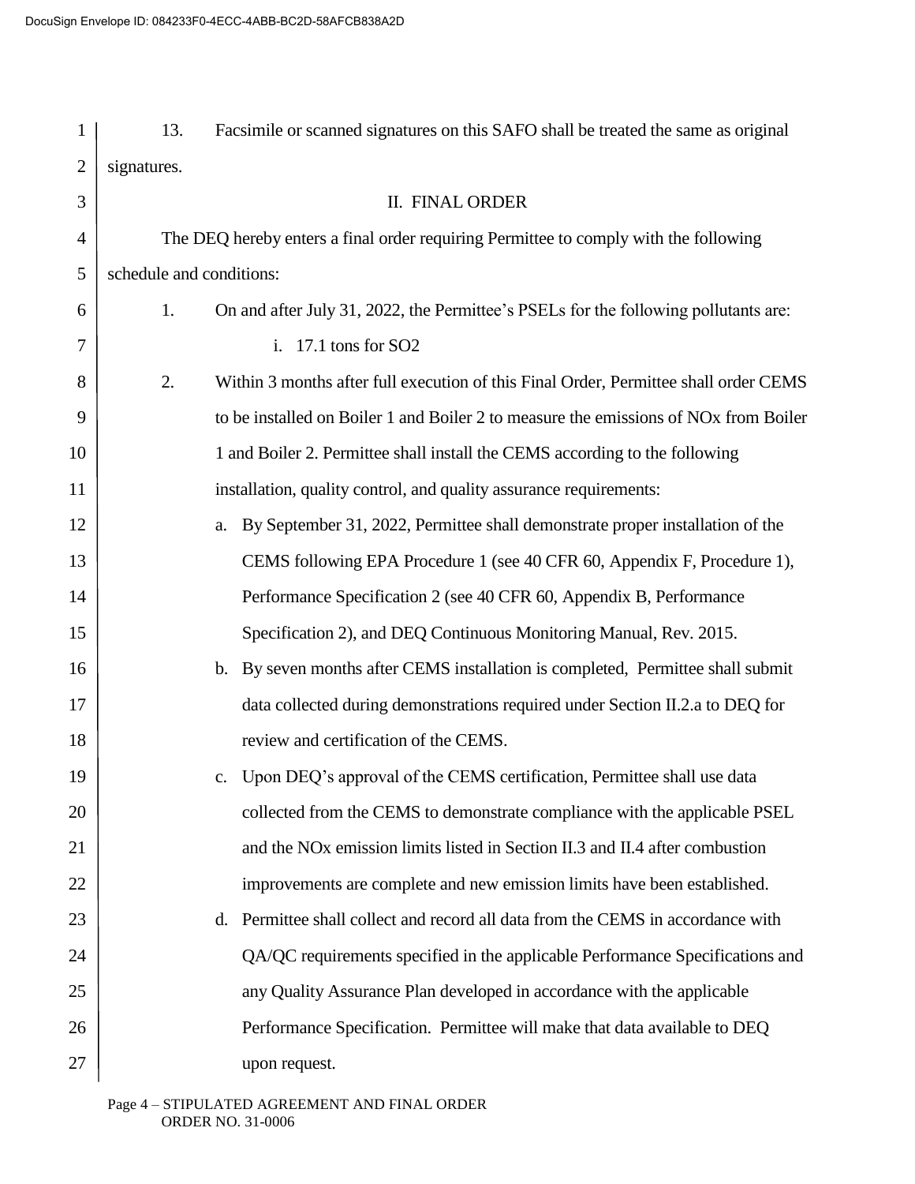13. Facsimile or scanned signatures on this SAFO shall be treated the same as original signatures.

## II. FINAL ORDER

The DEQ hereby enters a final order requiring Permittee to comply with the following schedule and conditions:

1. On and after July 31, 2022, the Permittee's PSELs for the following pollutants are:
   i. 17.1 tons for $SO_2$
2. Within 3 months after full execution of this Final Order, Permittee shall order CEMS to be installed on Boiler 1 and Boiler 2 to measure the emissions of $NO_x$ from Boiler 1 and Boiler 2. Permittee shall install the CEMS according to the following installation, quality control, and quality assurance requirements:
   a. By September 31, 2022, Permittee shall demonstrate proper installation of the CEMS following EPA Procedure 1 (see 40 CFR 60, Appendix F, Procedure 1), Performance Specification 2 (see 40 CFR 60, Appendix B, Performance Specification 2), and DEQ Continuous Monitoring Manual, Rev. 2015.
   b. By seven months after CEMS installation is completed, Permittee shall submit data collected during demonstrations required under Section II.2.a to DEQ for review and certification of the CEMS.
   c. Upon DEQ's approval of the CEMS certification, Permittee shall use data collected from the CEMS to demonstrate compliance with the applicable PSEL and the $NO_x$ emission limits listed in Section II.3 and II.4 after combustion improvements are complete and new emission limits have been established.
   d. Permittee shall collect and record all data from the CEMS in accordance with QA/QC requirements specified in the applicable Performance Specifications and any Quality Assurance Plan developed in accordance with the applicable Performance Specification. Permittee will make that data available to DEQ upon request.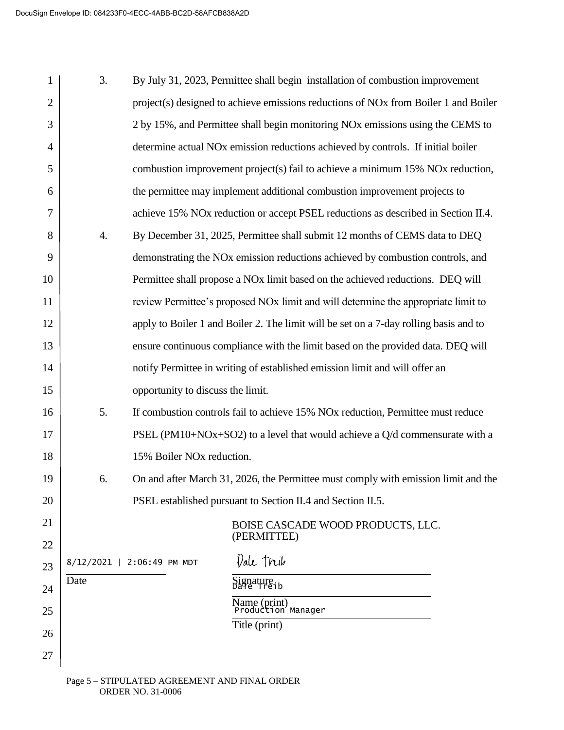3. By July 31, 2023, Permittee shall begin installation of combustion improvement project(s) designed to achieve emissions reductions of NOx from Boiler 1 and Boiler 2 by 15%, and Permittee shall begin monitoring NOx emissions using the CEMS to determine actual NOx emission reductions achieved by controls. If initial boiler combustion improvement project(s) fail to achieve a minimum 15% NOx reduction, the permittee may implement additional combustion improvement projects to achieve 15% NOx reduction or accept PSEL reductions as described in Section II.4.

4. By December 31, 2025, Permittee shall submit 12 months of CEMS data to DEQ demonstrating the NOx emission reductions achieved by combustion controls, and Permittee shall propose a NOx limit based on the achieved reductions. DEQ will review Permittee's proposed NOx limit and will determine the appropriate limit to apply to Boiler 1 and Boiler 2. The limit will be set on a 7-day rolling basis and to ensure continuous compliance with the limit based on the provided data. DEQ will notify Permittee in writing of established emission limit and will offer an opportunity to discuss the limit.

5. If combustion controls fail to achieve 15% NOx reduction, Permittee must reduce PSEL ($PM_{10}$+NOx+$SO_2$) to a level that would achieve a Q/d commensurate with a 15% Boiler NOx reduction.

6. On and after March 31, 2026, the Permittee must comply with emission limit and the PSEL established pursuant to Section II.4 and Section II.5.

BOISE CASCADE WOOD PRODUCTS, LLC.
(PERMITTEE)

| | |
|---|---|
| 8/12/2021 \| 2:06:49 PM MDT | Dale Treib |
| Date | Signature |
| | Dale Treib |
| | Name (print) |
| | Production Manager |
| | Title (print) |

Page 5 – STIPULATED AGREEMENT AND FINAL ORDER
ORDER NO. 31-0006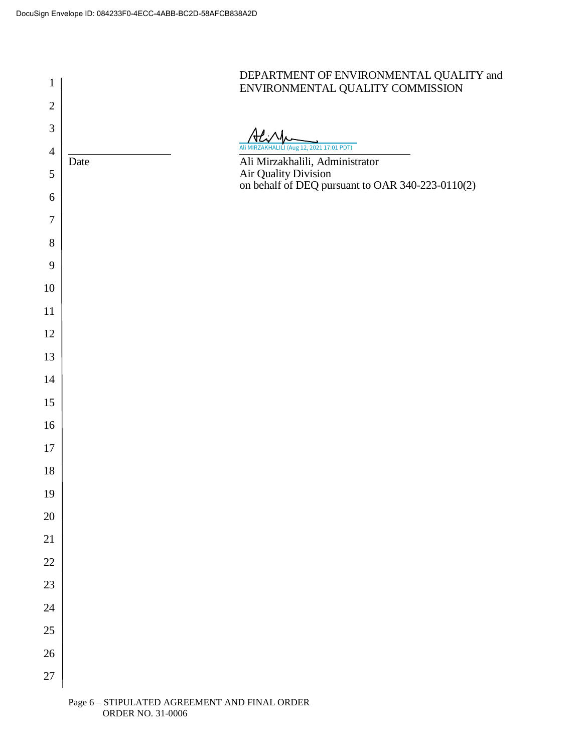DEPARTMENT OF ENVIRONMENTAL QUALITY and
ENVIRONMENTAL QUALITY COMMISSION

Ali MIRZAKHALILI (Aug 12, 2021 17:01 PDT)

_____________________ _____________________

Date

Ali Mirzakhalili, Administrator
Air Quality Division
on behalf of DEQ pursuant to OAR 340-223-0110(2)

Page 6 – STIPULATED AGREEMENT AND FINAL ORDER
ORDER NO. 31-0006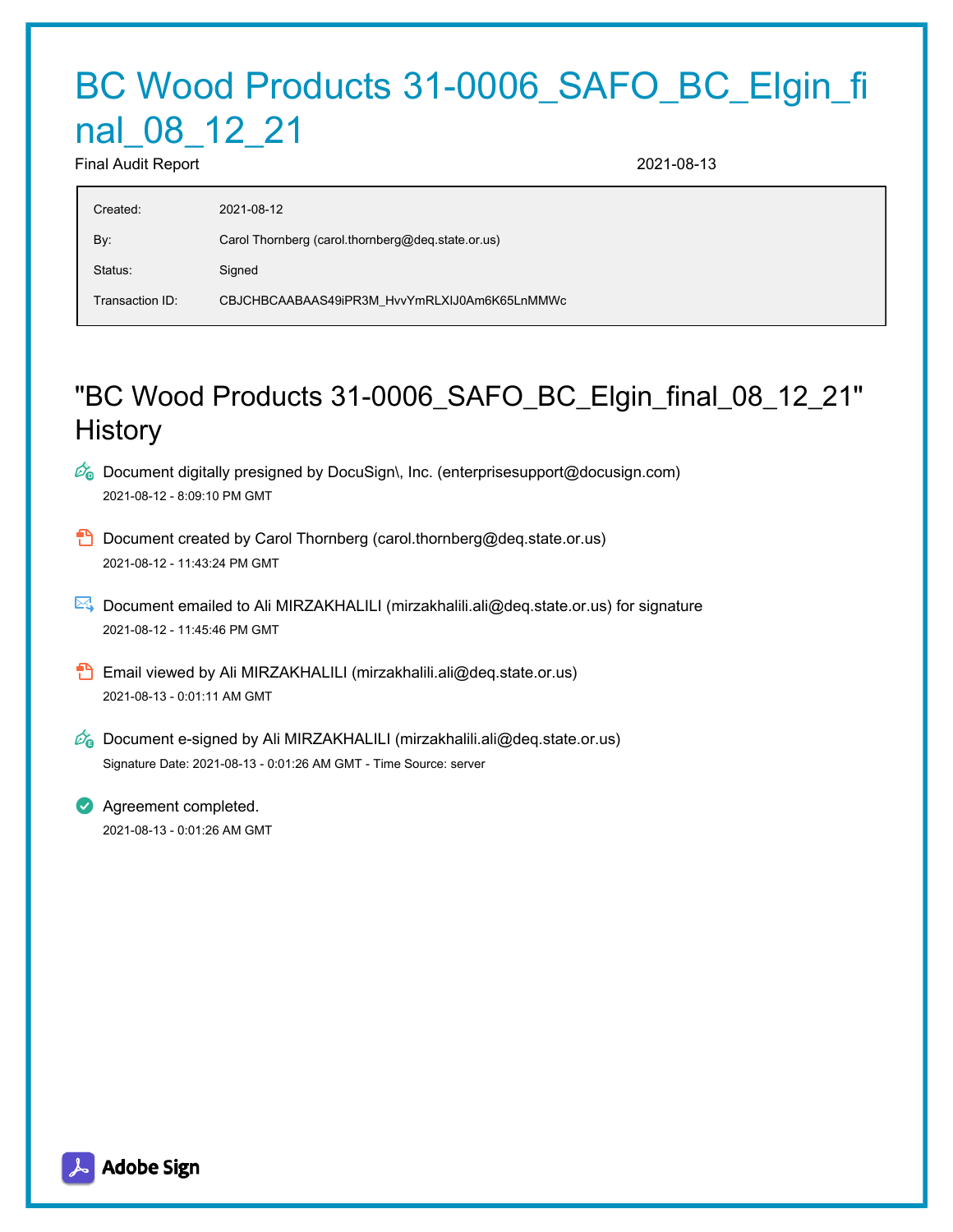# BC Wood Products 31-0006_SAFO_BC_Elgin_final_08_12_21

Final Audit Report 2021-08-13

| | |
|---|---|
| Created: | 2021-08-12 |
| By: | Carol Thornberg (carol.thornberg@deq.state.or.us) |
| Status: | Signed |
| Transaction ID: | CBJCHBCAABAAS49iPR3M_HvvYmRLXIJ0Am6K65LnMMWc |

## "BC Wood Products 31-0006_SAFO_BC_Elgin_final_08_12_21" History

- Document digitally presigned by DocuSign\, Inc. (enterprisesupport@docusign.com)
  2021-08-12 - 8:09:10 PM GMT

- Document created by Carol Thornberg (carol.thornberg@deq.state.or.us)
  2021-08-12 - 11:43:24 PM GMT

- Document emailed to Ali MIRZAKHALILI (mirzakhalili.ali@deq.state.or.us) for signature
  2021-08-12 - 11:45:46 PM GMT

- Email viewed by Ali MIRZAKHALILI (mirzakhalili.ali@deq.state.or.us)
  2021-08-13 - 0:01:11 AM GMT

- Document e-signed by Ali MIRZAKHALILI (mirzakhalili.ali@deq.state.or.us)
  Signature Date: 2021-08-13 - 0:01:26 AM GMT - Time Source: server

- Agreement completed.
  2021-08-13 - 0:01:26 AM GMT

Adobe Sign